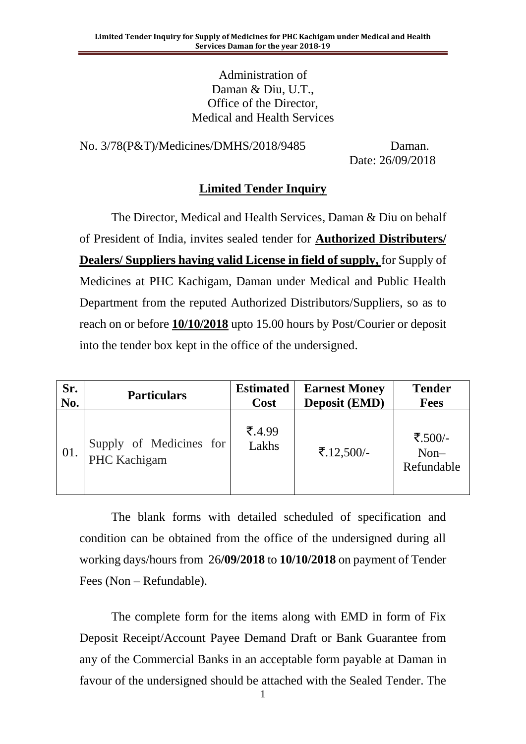Administration of
Daman & Diu, U.T.,
Office of the Director,
Medical and Health Services

No. 3/78(P&T)/Medicines/DMHS/2018/9485 Daman.

Date: 26/09/2018

## Limited Tender Inquiry

The Director, Medical and Health Services, Daman & Diu on behalf of President of India, invites sealed tender for **Authorized Distributers/ Dealers/ Suppliers having valid License in field of supply,** for Supply of Medicines at PHC Kachigam, Daman under Medical and Public Health Department from the reputed Authorized Distributors/Suppliers, so as to reach on or before **10/10/2018** upto 15.00 hours by Post/Courier or deposit into the tender box kept in the office of the undersigned.

| Sr. No. | Particulars | Estimated Cost | Earnest Money Deposit (EMD) | Tender Fees |
|---|---|---|---|---|
| 01. | Supply of Medicines for PHC Kachigam | ₹.4.99 Lakhs | ₹.12,500/- | ₹.500/- Non– Refundable |

The blank forms with detailed scheduled of specification and condition can be obtained from the office of the undersigned during all working days/hours from 26**/09/2018** to **10/10/2018** on payment of Tender Fees (Non – Refundable).

The complete form for the items along with EMD in form of Fix Deposit Receipt/Account Payee Demand Draft or Bank Guarantee from any of the Commercial Banks in an acceptable form payable at Daman in favour of the undersigned should be attached with the Sealed Tender. The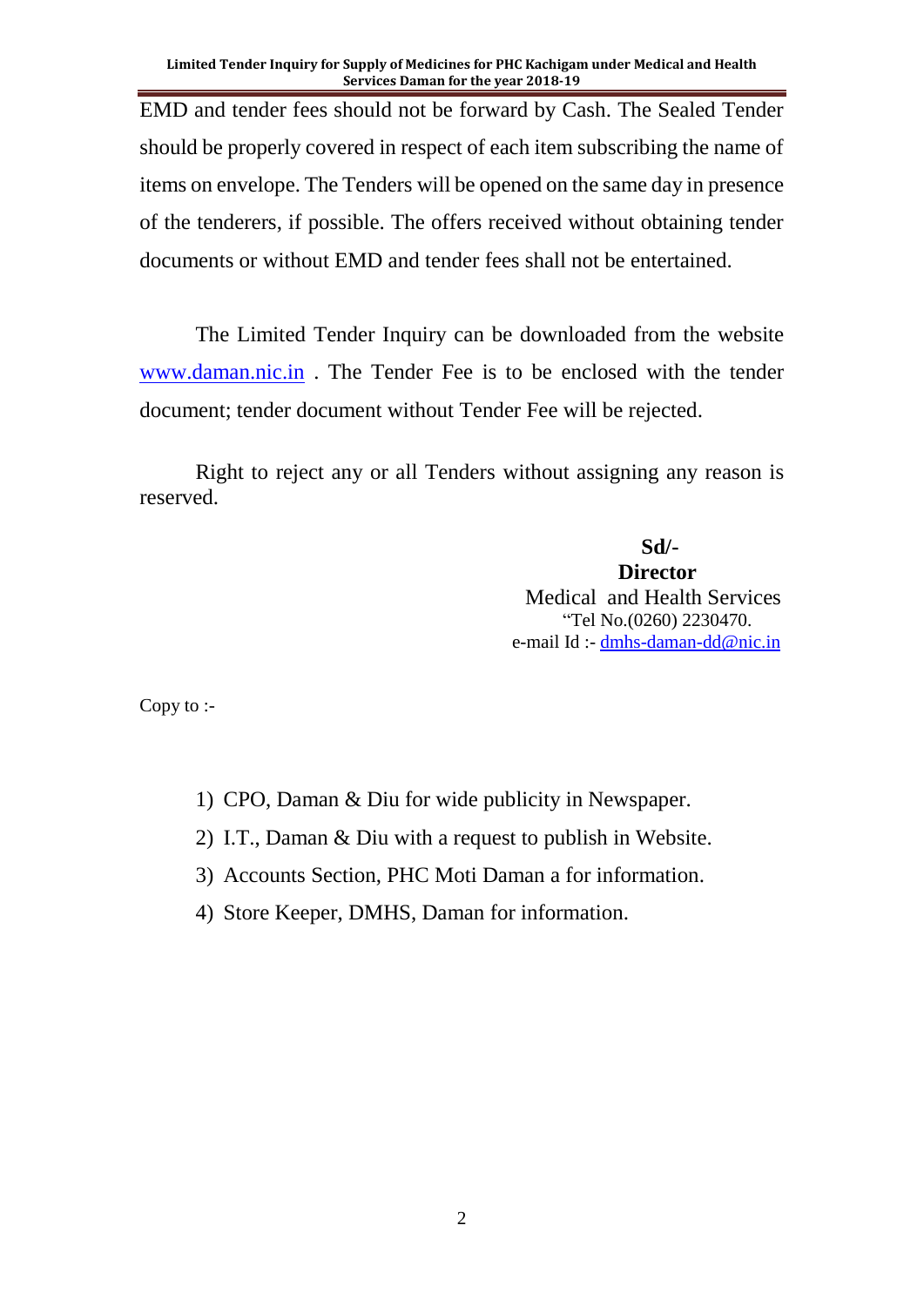EMD and tender fees should not be forward by Cash. The Sealed Tender should be properly covered in respect of each item subscribing the name of items on envelope. The Tenders will be opened on the same day in presence of the tenderers, if possible. The offers received without obtaining tender documents or without EMD and tender fees shall not be entertained.

The Limited Tender Inquiry can be downloaded from the website www.daman.nic.in . The Tender Fee is to be enclosed with the tender document; tender document without Tender Fee will be rejected.

Right to reject any or all Tenders without assigning any reason is reserved.

**Sd/-**
**Director**
Medical and Health Services
"Tel No.(0260) 2230470.
e-mail Id :- dmhs-daman-dd@nic.in

Copy to :-

1) CPO, Daman & Diu for wide publicity in Newspaper.
2) I.T., Daman & Diu with a request to publish in Website.
3) Accounts Section, PHC Moti Daman a for information.
4) Store Keeper, DMHS, Daman for information.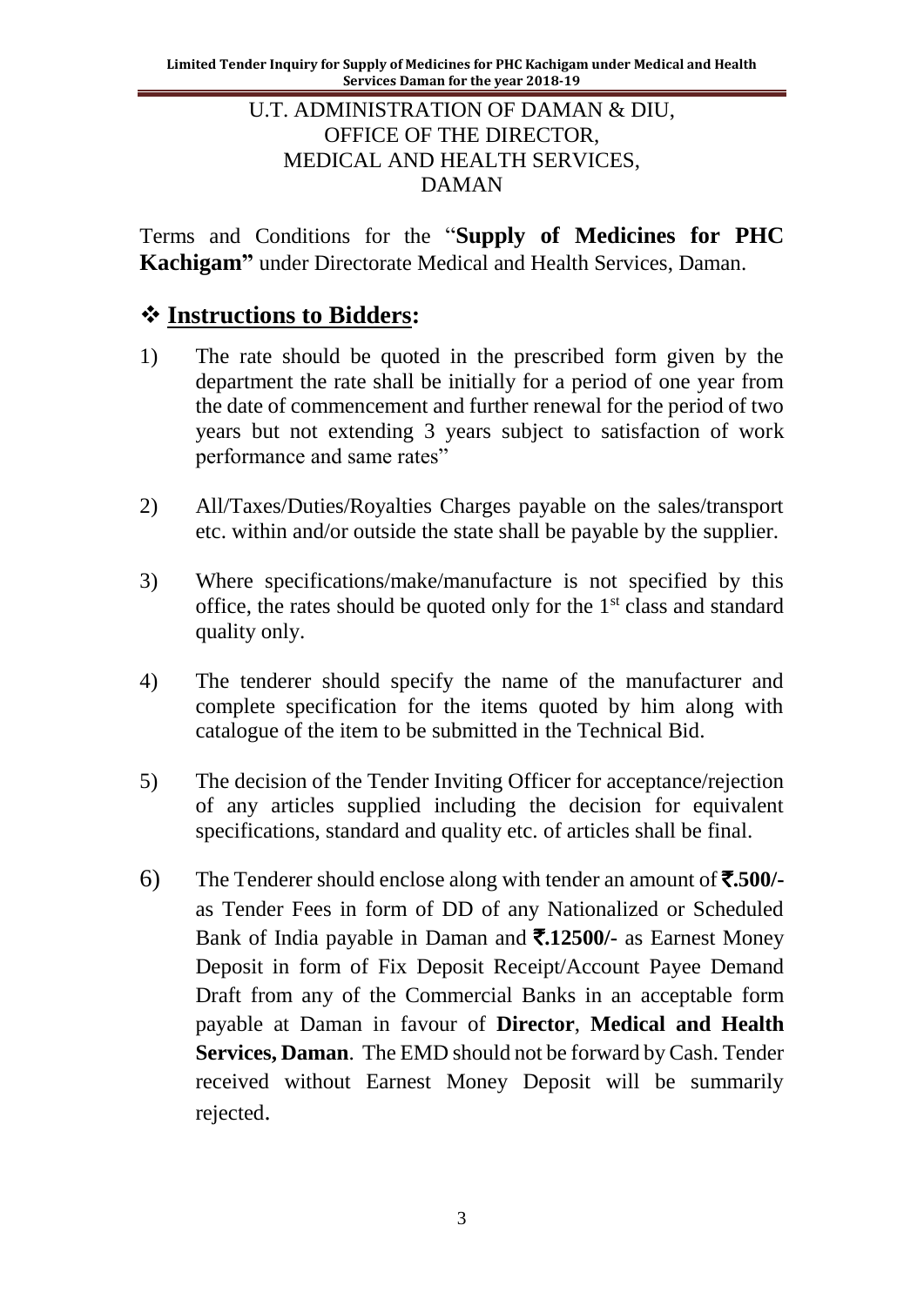U.T. ADMINISTRATION OF DAMAN & DIU,
OFFICE OF THE DIRECTOR,
MEDICAL AND HEALTH SERVICES,
DAMAN

Terms and Conditions for the "**Supply of Medicines for PHC Kachigam"** under Directorate Medical and Health Services, Daman.

## ❖ **Instructions to Bidders:**

1) The rate should be quoted in the prescribed form given by the department the rate shall be initially for a period of one year from the date of commencement and further renewal for the period of two years but not extending 3 years subject to satisfaction of work performance and same rates"

2) All/Taxes/Duties/Royalties Charges payable on the sales/transport etc. within and/or outside the state shall be payable by the supplier.

3) Where specifications/make/manufacture is not specified by this office, the rates should be quoted only for the 1st class and standard quality only.

4) The tenderer should specify the name of the manufacturer and complete specification for the items quoted by him along with catalogue of the item to be submitted in the Technical Bid.

5) The decision of the Tender Inviting Officer for acceptance/rejection of any articles supplied including the decision for equivalent specifications, standard and quality etc. of articles shall be final.

6) The Tenderer should enclose along with tender an amount of **₹.500/-** as Tender Fees in form of DD of any Nationalized or Scheduled Bank of India payable in Daman and **₹.12500/-** as Earnest Money Deposit in form of Fix Deposit Receipt/Account Payee Demand Draft from any of the Commercial Banks in an acceptable form payable at Daman in favour of **Director**, **Medical and Health Services, Daman**. The EMD should not be forward by Cash. Tender received without Earnest Money Deposit will be summarily rejected.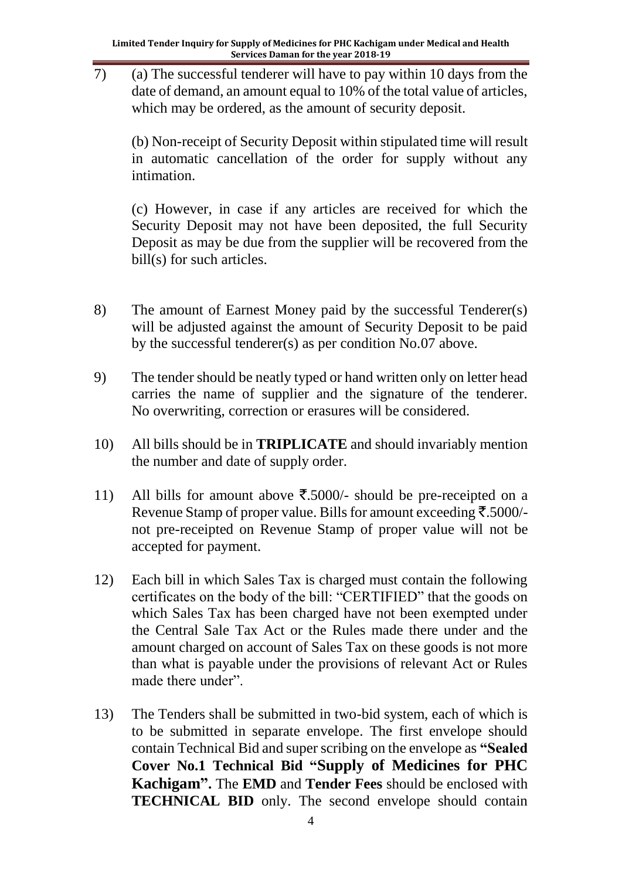7) (a) The successful tenderer will have to pay within 10 days from the date of demand, an amount equal to 10% of the total value of articles, which may be ordered, as the amount of security deposit.

   (b) Non-receipt of Security Deposit within stipulated time will result in automatic cancellation of the order for supply without any intimation.

   (c) However, in case if any articles are received for which the Security Deposit may not have been deposited, the full Security Deposit as may be due from the supplier will be recovered from the bill(s) for such articles.

8) The amount of Earnest Money paid by the successful Tenderer(s) will be adjusted against the amount of Security Deposit to be paid by the successful tenderer(s) as per condition No.07 above.

9) The tender should be neatly typed or hand written only on letter head carries the name of supplier and the signature of the tenderer. No overwriting, correction or erasures will be considered.

10) All bills should be in **TRIPLICATE** and should invariably mention the number and date of supply order.

11) All bills for amount above ₹.5000/- should be pre-receipted on a Revenue Stamp of proper value. Bills for amount exceeding ₹.5000/- not pre-receipted on Revenue Stamp of proper value will not be accepted for payment.

12) Each bill in which Sales Tax is charged must contain the following certificates on the body of the bill: "CERTIFIED" that the goods on which Sales Tax has been charged have not been exempted under the Central Sale Tax Act or the Rules made there under and the amount charged on account of Sales Tax on these goods is not more than what is payable under the provisions of relevant Act or Rules made there under".

13) The Tenders shall be submitted in two-bid system, each of which is to be submitted in separate envelope. The first envelope should contain Technical Bid and super scribing on the envelope as **"Sealed Cover No.1 Technical Bid "Supply of Medicines for PHC Kachigam".** The **EMD** and **Tender Fees** should be enclosed with **TECHNICAL BID** only. The second envelope should contain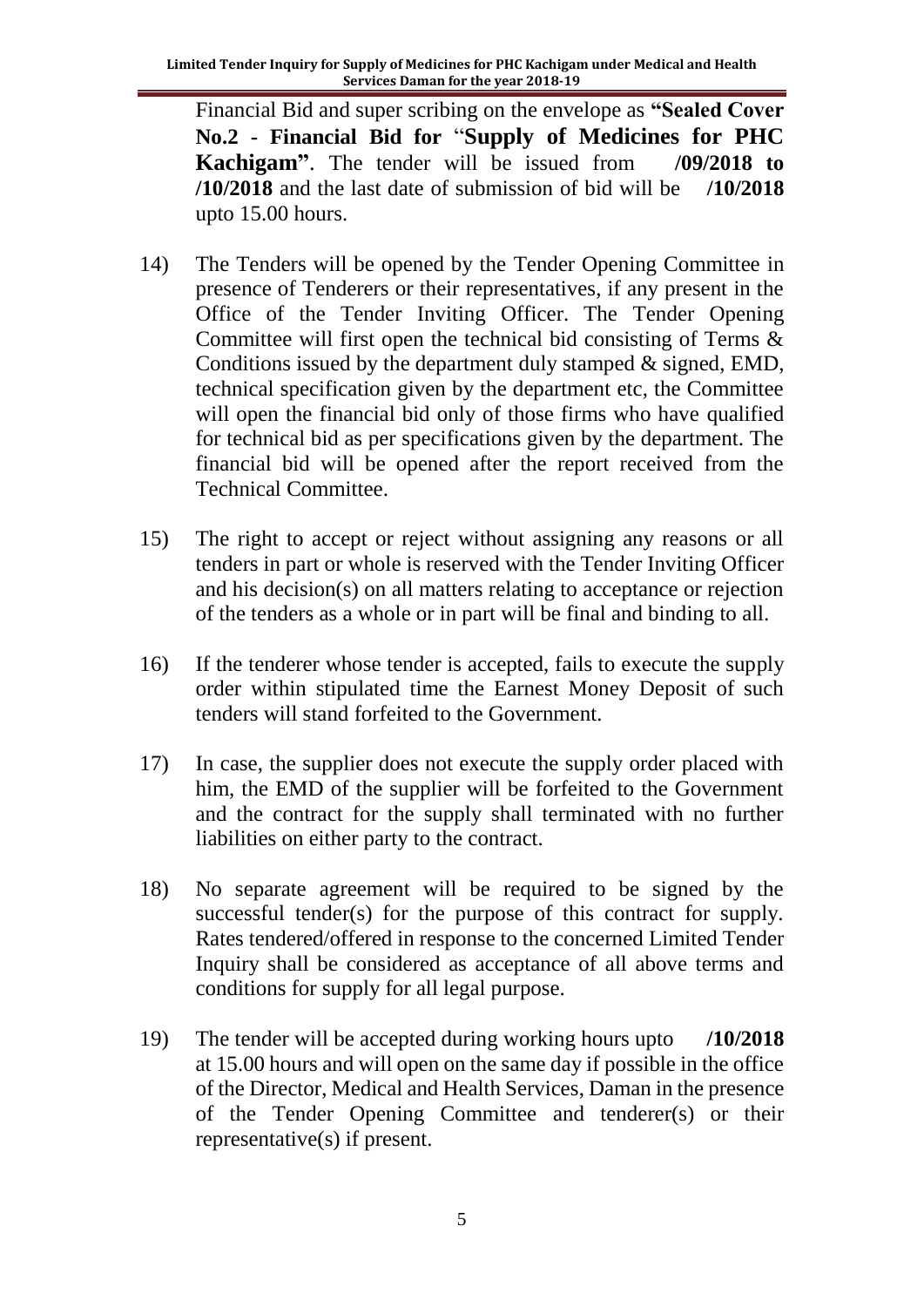Financial Bid and super scribing on the envelope as **"Sealed Cover No.2 - Financial Bid for** "**Supply of Medicines for PHC Kachigam"**. The tender will be issued from **/09/2018 to /10/2018** and the last date of submission of bid will be **/10/2018** upto 15.00 hours.

14) The Tenders will be opened by the Tender Opening Committee in presence of Tenderers or their representatives, if any present in the Office of the Tender Inviting Officer. The Tender Opening Committee will first open the technical bid consisting of Terms & Conditions issued by the department duly stamped & signed, EMD, technical specification given by the department etc, the Committee will open the financial bid only of those firms who have qualified for technical bid as per specifications given by the department. The financial bid will be opened after the report received from the Technical Committee.

15) The right to accept or reject without assigning any reasons or all tenders in part or whole is reserved with the Tender Inviting Officer and his decision(s) on all matters relating to acceptance or rejection of the tenders as a whole or in part will be final and binding to all.

16) If the tenderer whose tender is accepted, fails to execute the supply order within stipulated time the Earnest Money Deposit of such tenders will stand forfeited to the Government.

17) In case, the supplier does not execute the supply order placed with him, the EMD of the supplier will be forfeited to the Government and the contract for the supply shall terminated with no further liabilities on either party to the contract.

18) No separate agreement will be required to be signed by the successful tender(s) for the purpose of this contract for supply. Rates tendered/offered in response to the concerned Limited Tender Inquiry shall be considered as acceptance of all above terms and conditions for supply for all legal purpose.

19) The tender will be accepted during working hours upto **/10/2018** at 15.00 hours and will open on the same day if possible in the office of the Director, Medical and Health Services, Daman in the presence of the Tender Opening Committee and tenderer(s) or their representative(s) if present.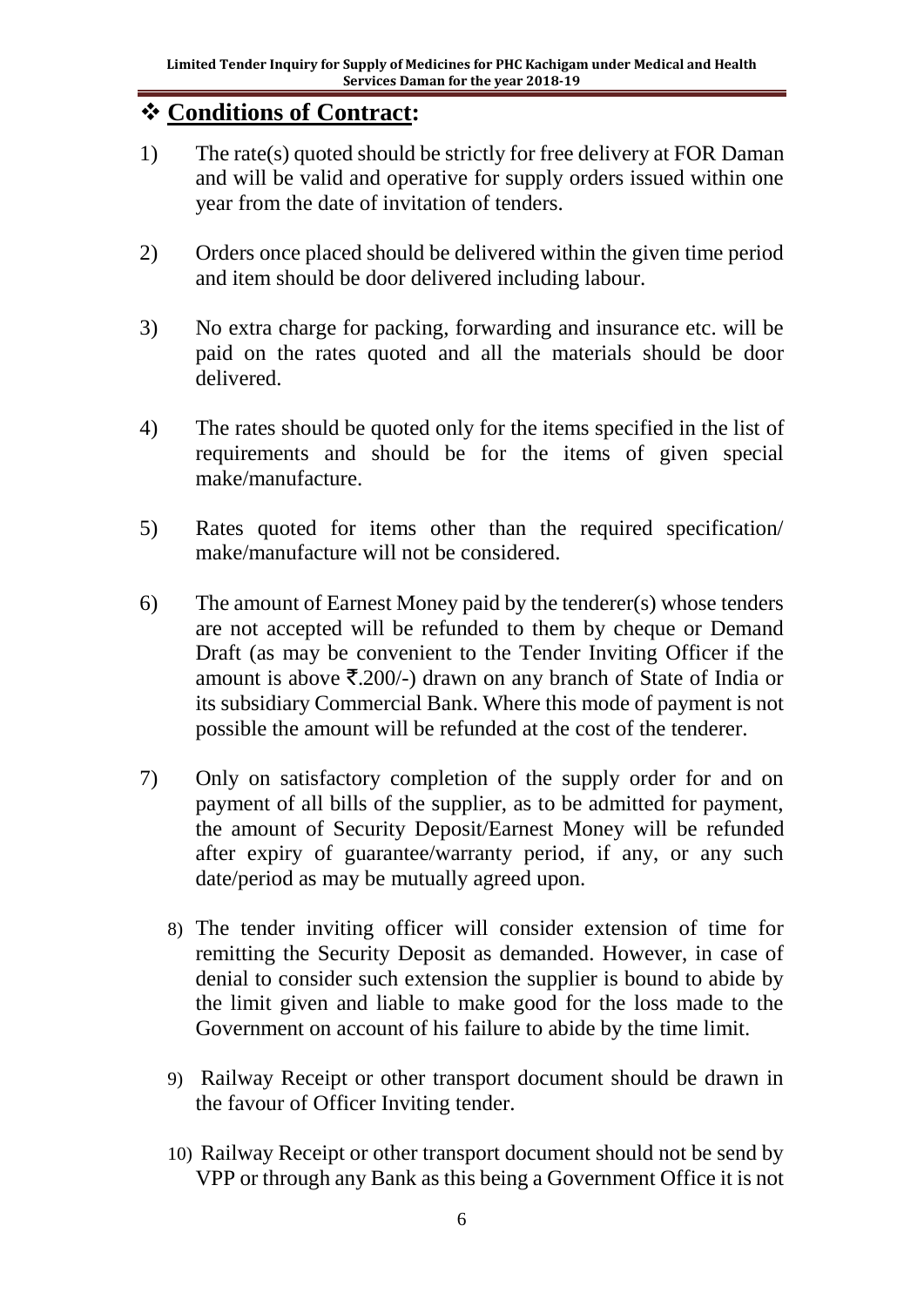## ❖ **Conditions of Contract:**

1) The rate(s) quoted should be strictly for free delivery at FOR Daman and will be valid and operative for supply orders issued within one year from the date of invitation of tenders.

2) Orders once placed should be delivered within the given time period and item should be door delivered including labour.

3) No extra charge for packing, forwarding and insurance etc. will be paid on the rates quoted and all the materials should be door delivered.

4) The rates should be quoted only for the items specified in the list of requirements and should be for the items of given special make/manufacture.

5) Rates quoted for items other than the required specification/ make/manufacture will not be considered.

6) The amount of Earnest Money paid by the tenderer(s) whose tenders are not accepted will be refunded to them by cheque or Demand Draft (as may be convenient to the Tender Inviting Officer if the amount is above ₹.200/-) drawn on any branch of State of India or its subsidiary Commercial Bank. Where this mode of payment is not possible the amount will be refunded at the cost of the tenderer.

7) Only on satisfactory completion of the supply order for and on payment of all bills of the supplier, as to be admitted for payment, the amount of Security Deposit/Earnest Money will be refunded after expiry of guarantee/warranty period, if any, or any such date/period as may be mutually agreed upon.

8) The tender inviting officer will consider extension of time for remitting the Security Deposit as demanded. However, in case of denial to consider such extension the supplier is bound to abide by the limit given and liable to make good for the loss made to the Government on account of his failure to abide by the time limit.

9) Railway Receipt or other transport document should be drawn in the favour of Officer Inviting tender.

10) Railway Receipt or other transport document should not be send by VPP or through any Bank as this being a Government Office it is not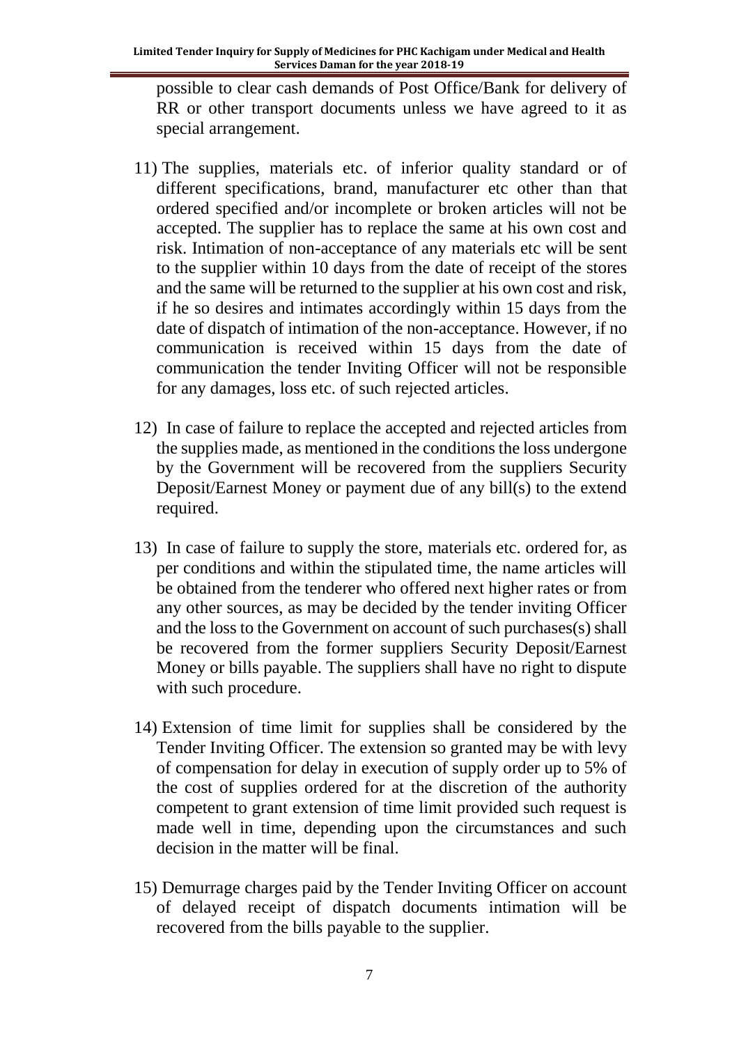possible to clear cash demands of Post Office/Bank for delivery of RR or other transport documents unless we have agreed to it as special arrangement.

11) The supplies, materials etc. of inferior quality standard or of different specifications, brand, manufacturer etc other than that ordered specified and/or incomplete or broken articles will not be accepted. The supplier has to replace the same at his own cost and risk. Intimation of non-acceptance of any materials etc will be sent to the supplier within 10 days from the date of receipt of the stores and the same will be returned to the supplier at his own cost and risk, if he so desires and intimates accordingly within 15 days from the date of dispatch of intimation of the non-acceptance. However, if no communication is received within 15 days from the date of communication the tender Inviting Officer will not be responsible for any damages, loss etc. of such rejected articles.

12) In case of failure to replace the accepted and rejected articles from the supplies made, as mentioned in the conditions the loss undergone by the Government will be recovered from the suppliers Security Deposit/Earnest Money or payment due of any bill(s) to the extend required.

13) In case of failure to supply the store, materials etc. ordered for, as per conditions and within the stipulated time, the name articles will be obtained from the tenderer who offered next higher rates or from any other sources, as may be decided by the tender inviting Officer and the loss to the Government on account of such purchases(s) shall be recovered from the former suppliers Security Deposit/Earnest Money or bills payable. The suppliers shall have no right to dispute with such procedure.

14) Extension of time limit for supplies shall be considered by the Tender Inviting Officer. The extension so granted may be with levy of compensation for delay in execution of supply order up to 5% of the cost of supplies ordered for at the discretion of the authority competent to grant extension of time limit provided such request is made well in time, depending upon the circumstances and such decision in the matter will be final.

15) Demurrage charges paid by the Tender Inviting Officer on account of delayed receipt of dispatch documents intimation will be recovered from the bills payable to the supplier.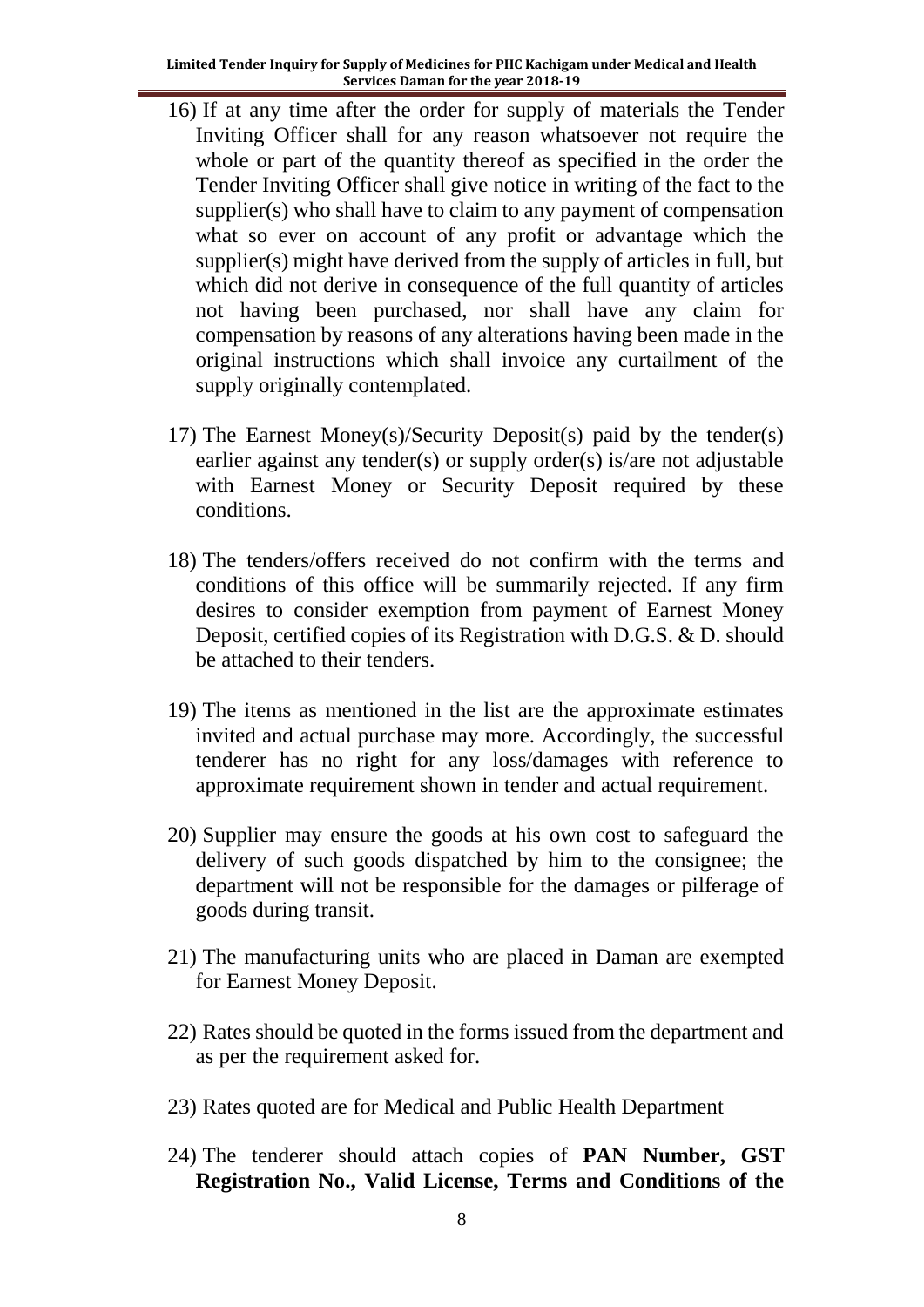16) If at any time after the order for supply of materials the Tender Inviting Officer shall for any reason whatsoever not require the whole or part of the quantity thereof as specified in the order the Tender Inviting Officer shall give notice in writing of the fact to the supplier(s) who shall have to claim to any payment of compensation what so ever on account of any profit or advantage which the supplier(s) might have derived from the supply of articles in full, but which did not derive in consequence of the full quantity of articles not having been purchased, nor shall have any claim for compensation by reasons of any alterations having been made in the original instructions which shall invoice any curtailment of the supply originally contemplated.

17) The Earnest Money(s)/Security Deposit(s) paid by the tender(s) earlier against any tender(s) or supply order(s) is/are not adjustable with Earnest Money or Security Deposit required by these conditions.

18) The tenders/offers received do not confirm with the terms and conditions of this office will be summarily rejected. If any firm desires to consider exemption from payment of Earnest Money Deposit, certified copies of its Registration with D.G.S. & D. should be attached to their tenders.

19) The items as mentioned in the list are the approximate estimates invited and actual purchase may more. Accordingly, the successful tenderer has no right for any loss/damages with reference to approximate requirement shown in tender and actual requirement.

20) Supplier may ensure the goods at his own cost to safeguard the delivery of such goods dispatched by him to the consignee; the department will not be responsible for the damages or pilferage of goods during transit.

21) The manufacturing units who are placed in Daman are exempted for Earnest Money Deposit.

22) Rates should be quoted in the forms issued from the department and as per the requirement asked for.

23) Rates quoted are for Medical and Public Health Department

24) The tenderer should attach copies of **PAN Number, GST Registration No., Valid License, Terms and Conditions of the**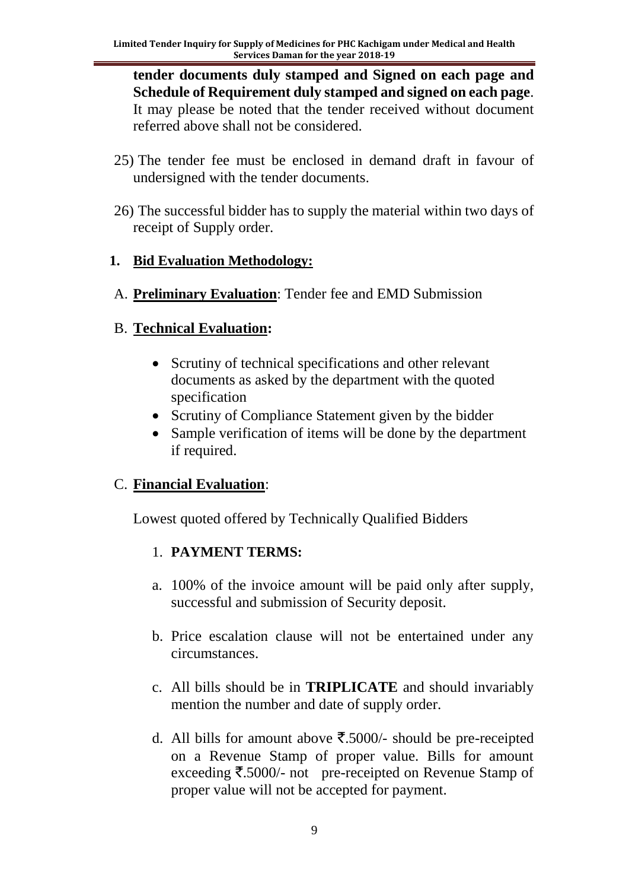**tender documents duly stamped and Signed on each page and Schedule of Requirement duly stamped and signed on each page**. It may please be noted that the tender received without document referred above shall not be considered.

25) The tender fee must be enclosed in demand draft in favour of undersigned with the tender documents.

26) The successful bidder has to supply the material within two days of receipt of Supply order.

1. **Bid Evaluation Methodology:**

A. **Preliminary Evaluation**: Tender fee and EMD Submission

B. **Technical Evaluation:**

- Scrutiny of technical specifications and other relevant documents as asked by the department with the quoted specification
- Scrutiny of Compliance Statement given by the bidder
- Sample verification of items will be done by the department if required.

C. **Financial Evaluation**:

Lowest quoted offered by Technically Qualified Bidders

1. **PAYMENT TERMS:**

a. 100% of the invoice amount will be paid only after supply, successful and submission of Security deposit.

b. Price escalation clause will not be entertained under any circumstances.

c. All bills should be in **TRIPLICATE** and should invariably mention the number and date of supply order.

d. All bills for amount above ₹.5000/- should be pre-receipted on a Revenue Stamp of proper value. Bills for amount exceeding ₹.5000/- not pre-receipted on Revenue Stamp of proper value will not be accepted for payment.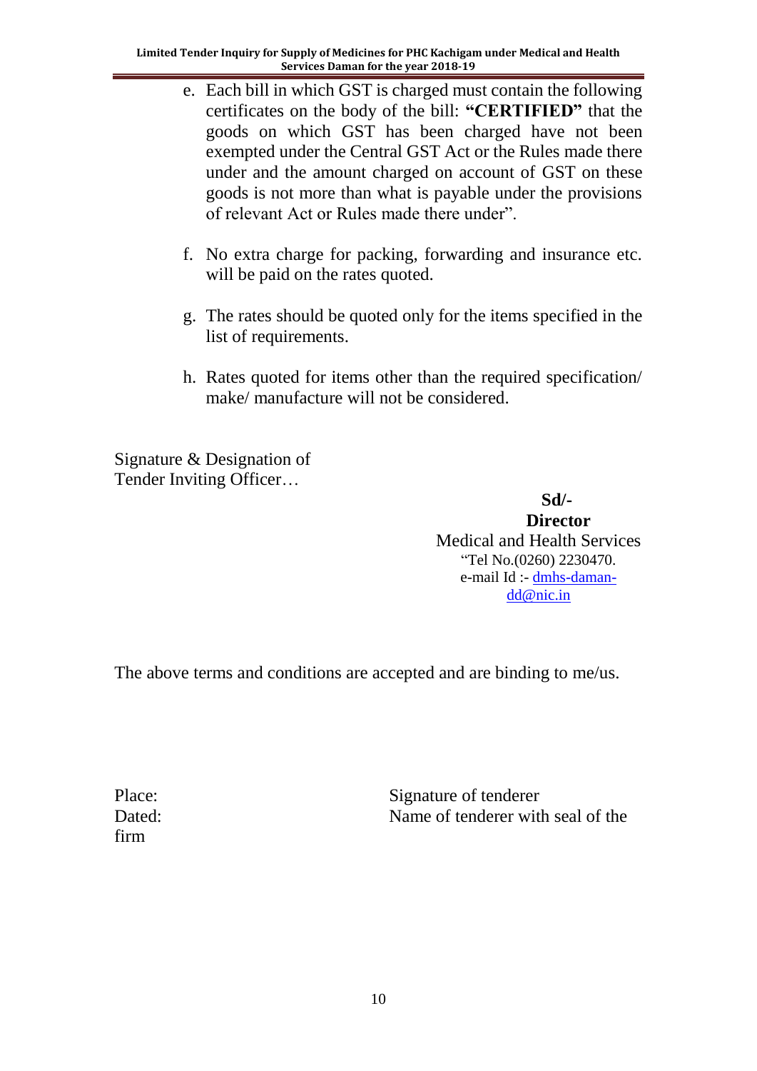e. Each bill in which GST is charged must contain the following certificates on the body of the bill: **"CERTIFIED"** that the goods on which GST has been charged have not been exempted under the Central GST Act or the Rules made there under and the amount charged on account of GST on these goods is not more than what is payable under the provisions of relevant Act or Rules made there under".

f. No extra charge for packing, forwarding and insurance etc. will be paid on the rates quoted.

g. The rates should be quoted only for the items specified in the list of requirements.

h. Rates quoted for items other than the required specification/ make/ manufacture will not be considered.

Signature & Designation of
Tender Inviting Officer…

**Sd/-**
**Director**
Medical and Health Services
"Tel No.(0260) 2230470.
e-mail Id :- dmhs-daman-dd@nic.in

The above terms and conditions are accepted and are binding to me/us.

Place: Signature of tenderer
Dated: Name of tenderer with seal of the firm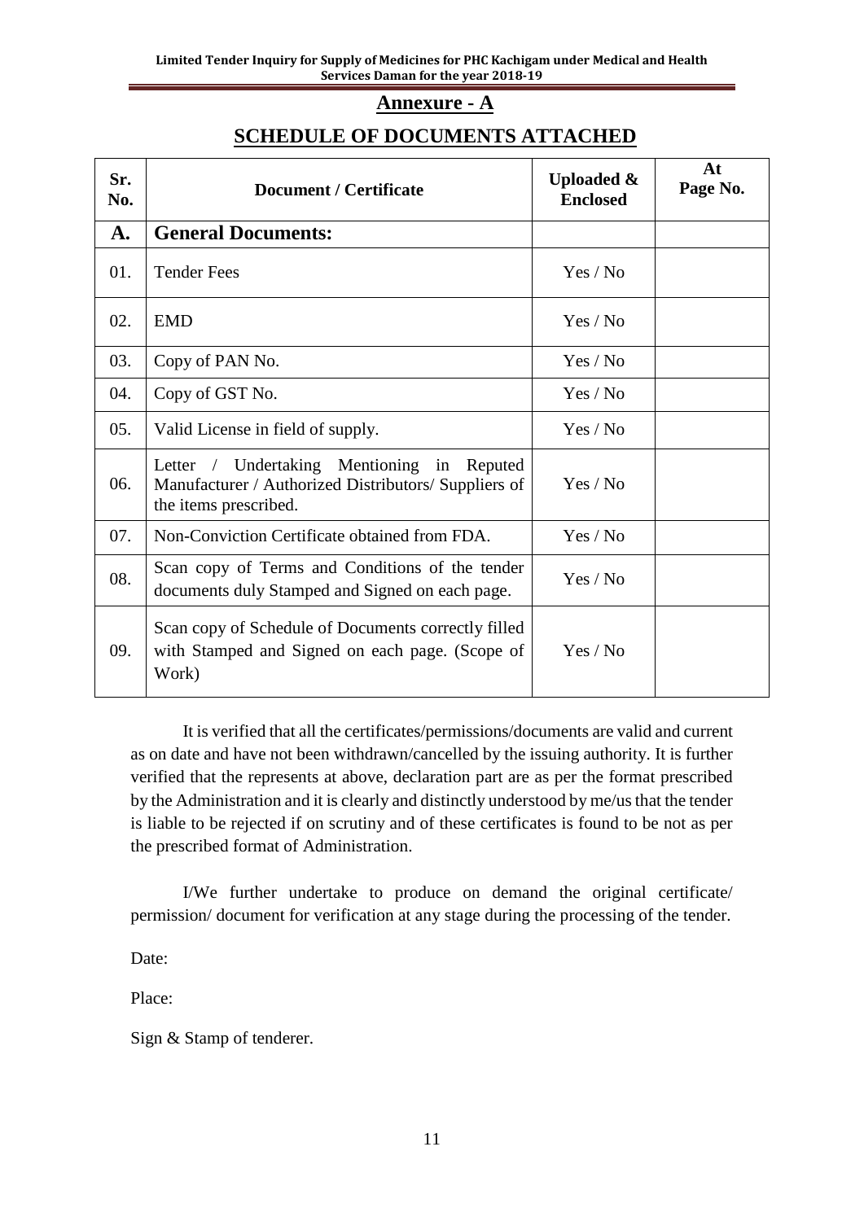## Annexure - A

## SCHEDULE OF DOCUMENTS ATTACHED

| Sr. No. | Document / Certificate | Uploaded & Enclosed | At Page No. |
|---|---|---|---|
| **A.** | **General Documents:** | | |
| 01. | Tender Fees | Yes / No | |
| 02. | EMD | Yes / No | |
| 03. | Copy of PAN No. | Yes / No | |
| 04. | Copy of GST No. | Yes / No | |
| 05. | Valid License in field of supply. | Yes / No | |
| 06. | Letter / Undertaking Mentioning in Reputed Manufacturer / Authorized Distributors/ Suppliers of the items prescribed. | Yes / No | |
| 07. | Non-Conviction Certificate obtained from FDA. | Yes / No | |
| 08. | Scan copy of Terms and Conditions of the tender documents duly Stamped and Signed on each page. | Yes / No | |
| 09. | Scan copy of Schedule of Documents correctly filled with Stamped and Signed on each page. (Scope of Work) | Yes / No | |

It is verified that all the certificates/permissions/documents are valid and current as on date and have not been withdrawn/cancelled by the issuing authority. It is further verified that the represents at above, declaration part are as per the format prescribed by the Administration and it is clearly and distinctly understood by me/us that the tender is liable to be rejected if on scrutiny and of these certificates is found to be not as per the prescribed format of Administration.

I/We further undertake to produce on demand the original certificate/ permission/ document for verification at any stage during the processing of the tender.

Date:

Place:

Sign & Stamp of tenderer.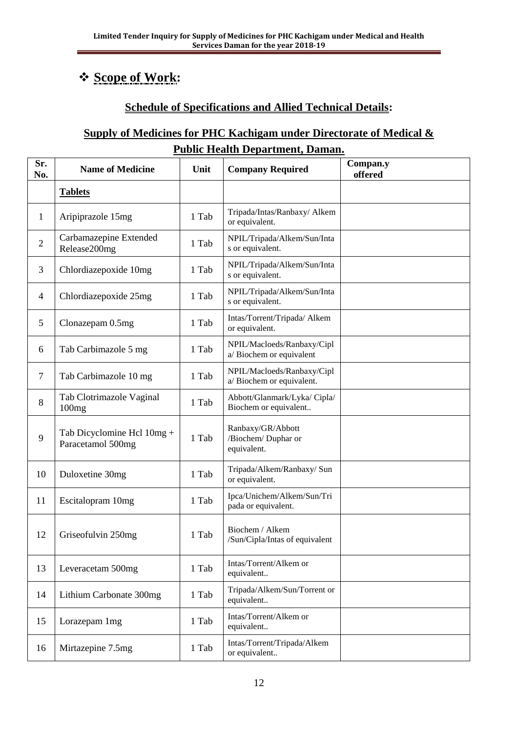## ❖ Scope of Work:

### Schedule of Specifications and Allied Technical Details:

### Supply of Medicines for PHC Kachigam under Directorate of Medical & Public Health Department, Daman.

| Sr. No. | Name of Medicine | Unit | Company Required | Compan.y offered |
|---|---|---|---|---|
| | **Tablets** | | | |
| 1 | Aripiprazole 15mg | 1 Tab | Tripada/Intas/Ranbaxy/ Alkem or equivalent. | |
| 2 | Carbamazepine Extended Release200mg | 1 Tab | NPIL/Tripada/Alkem/Sun/Intas or equivalent. | |
| 3 | Chlordiazepoxide 10mg | 1 Tab | NPIL/Tripada/Alkem/Sun/Intas or equivalent. | |
| 4 | Chlordiazepoxide 25mg | 1 Tab | NPIL/Tripada/Alkem/Sun/Intas or equivalent. | |
| 5 | Clonazepam 0.5mg | 1 Tab | Intas/Torrent/Tripada/ Alkem or equivalent. | |
| 6 | Tab Carbimazole 5 mg | 1 Tab | NPIL/Macloeds/Ranbaxy/Cipla/ Biochem or equivalent | |
| 7 | Tab Carbimazole 10 mg | 1 Tab | NPIL/Macloeds/Ranbaxy/Cipla/ Biochem or equivalent. | |
| 8 | Tab Clotrimazole Vaginal 100mg | 1 Tab | Abbott/Glanmark/Lyka/ Cipla/ Biochem or equivalent.. | |
| 9 | Tab Dicyclomine Hcl 10mg + Paracetamol 500mg | 1 Tab | Ranbaxy/GR/Abbott /Biochem/ Duphar or equivalent. | |
| 10 | Duloxetine 30mg | 1 Tab | Tripada/Alkem/Ranbaxy/ Sun or equivalent. | |
| 11 | Escitalopram 10mg | 1 Tab | Ipca/Unichem/Alkem/Sun/Tripada or equivalent. | |
| 12 | Griseofulvin 250mg | 1 Tab | Biochem / Alkem /Sun/Cipla/Intas of equivalent | |
| 13 | Leveracetam 500mg | 1 Tab | Intas/Torrent/Alkem or equivalent.. | |
| 14 | Lithium Carbonate 300mg | 1 Tab | Tripada/Alkem/Sun/Torrent or equivalent.. | |
| 15 | Lorazepam 1mg | 1 Tab | Intas/Torrent/Alkem or equivalent.. | |
| 16 | Mirtazepine 7.5mg | 1 Tab | Intas/Torrent/Tripada/Alkem or equivalent.. | |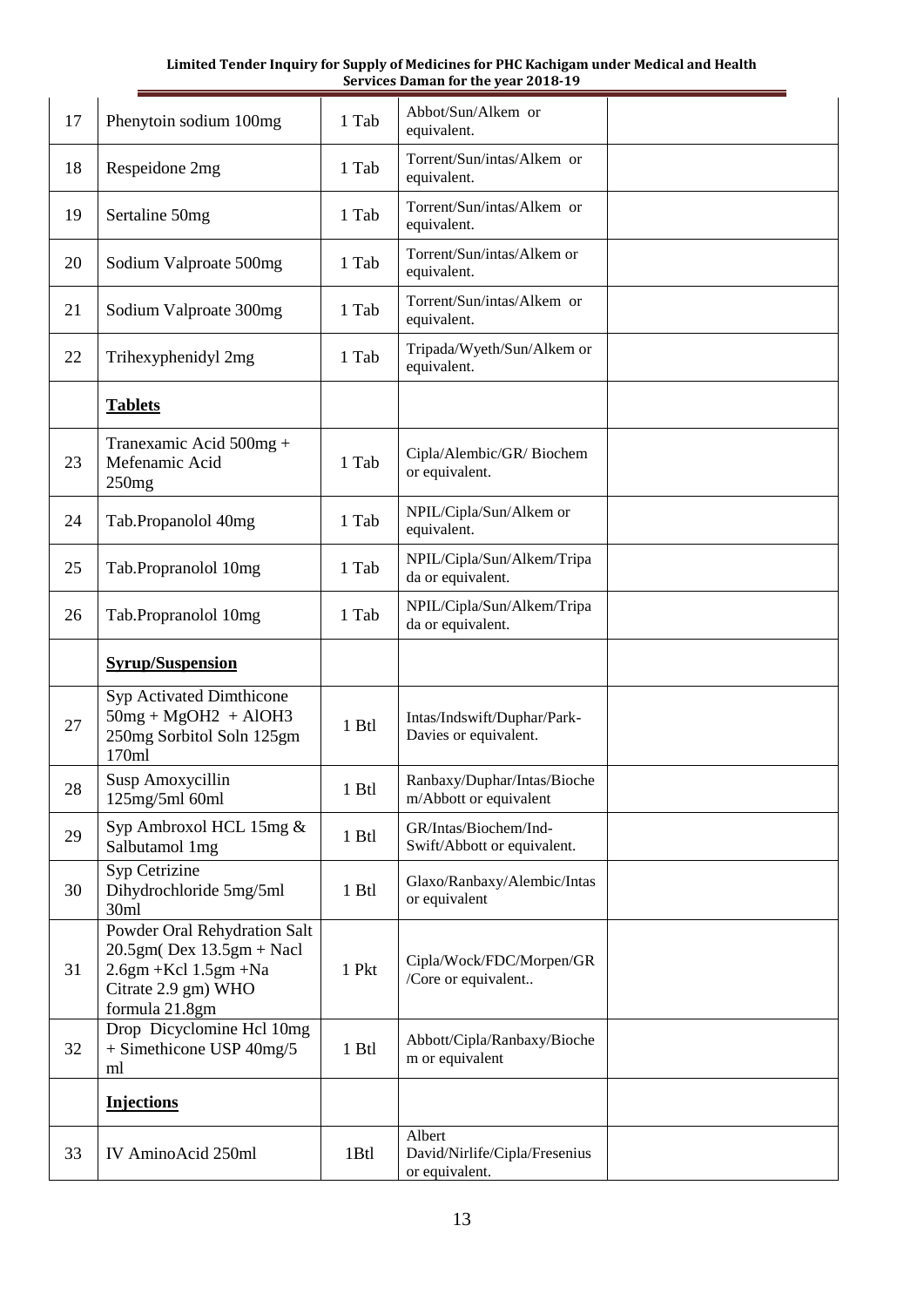| 17 | Phenytoin sodium 100mg | 1 Tab | Abbot/Sun/Alkem or equivalent. | |
|---|---|---|---|---|
| 18 | Respeidone 2mg | 1 Tab | Torrent/Sun/intas/Alkem or equivalent. | |
| 19 | Sertaline 50mg | 1 Tab | Torrent/Sun/intas/Alkem or equivalent. | |
| 20 | Sodium Valproate 500mg | 1 Tab | Torrent/Sun/intas/Alkem or equivalent. | |
| 21 | Sodium Valproate 300mg | 1 Tab | Torrent/Sun/intas/Alkem or equivalent. | |
| 22 | Trihexyphenidyl 2mg | 1 Tab | Tripada/Wyeth/Sun/Alkem or equivalent. | |
| | **Tablets** | | | |
| 23 | Tranexamic Acid 500mg + Mefenamic Acid 250mg | 1 Tab | Cipla/Alembic/GR/ Biochem or equivalent. | |
| 24 | Tab.Propanolol 40mg | 1 Tab | NPIL/Cipla/Sun/Alkem or equivalent. | |
| 25 | Tab.Propranolol 10mg | 1 Tab | NPIL/Cipla/Sun/Alkem/Tripada or equivalent. | |
| 26 | Tab.Propranolol 10mg | 1 Tab | NPIL/Cipla/Sun/Alkem/Tripada or equivalent. | |
| | **Syrup/Suspension** | | | |
| 27 | Syp Activated Dimthicone 50mg + MgOH2 + AlOH3 250mg Sorbitol Soln 125gm 170ml | 1 Btl | Intas/Indswift/Duphar/Park-Davies or equivalent. | |
| 28 | Susp Amoxycillin 125mg/5ml 60ml | 1 Btl | Ranbaxy/Duphar/Intas/Biochem/Abbott or equivalent | |
| 29 | Syp Ambroxol HCL 15mg & Salbutamol 1mg | 1 Btl | GR/Intas/Biochem/Ind-Swift/Abbott or equivalent. | |
| 30 | Syp Cetrizine Dihydrochloride 5mg/5ml 30ml | 1 Btl | Glaxo/Ranbaxy/Alembic/Intas or equivalent | |
| 31 | Powder Oral Rehydration Salt 20.5gm( Dex 13.5gm + Nacl 2.6gm +Kcl 1.5gm +Na Citrate 2.9 gm) WHO formula 21.8gm | 1 Pkt | Cipla/Wock/FDC/Morpen/GR/Core or equivalent.. | |
| 32 | Drop Dicyclomine Hcl 10mg + Simethicone USP 40mg/5 ml | 1 Btl | Abbott/Cipla/Ranbaxy/Biochem or equivalent | |
| | **Injections** | | | |
| 33 | IV AminoAcid 250ml | 1Btl | Albert David/Nirlife/Cipla/Fresenius or equivalent. | |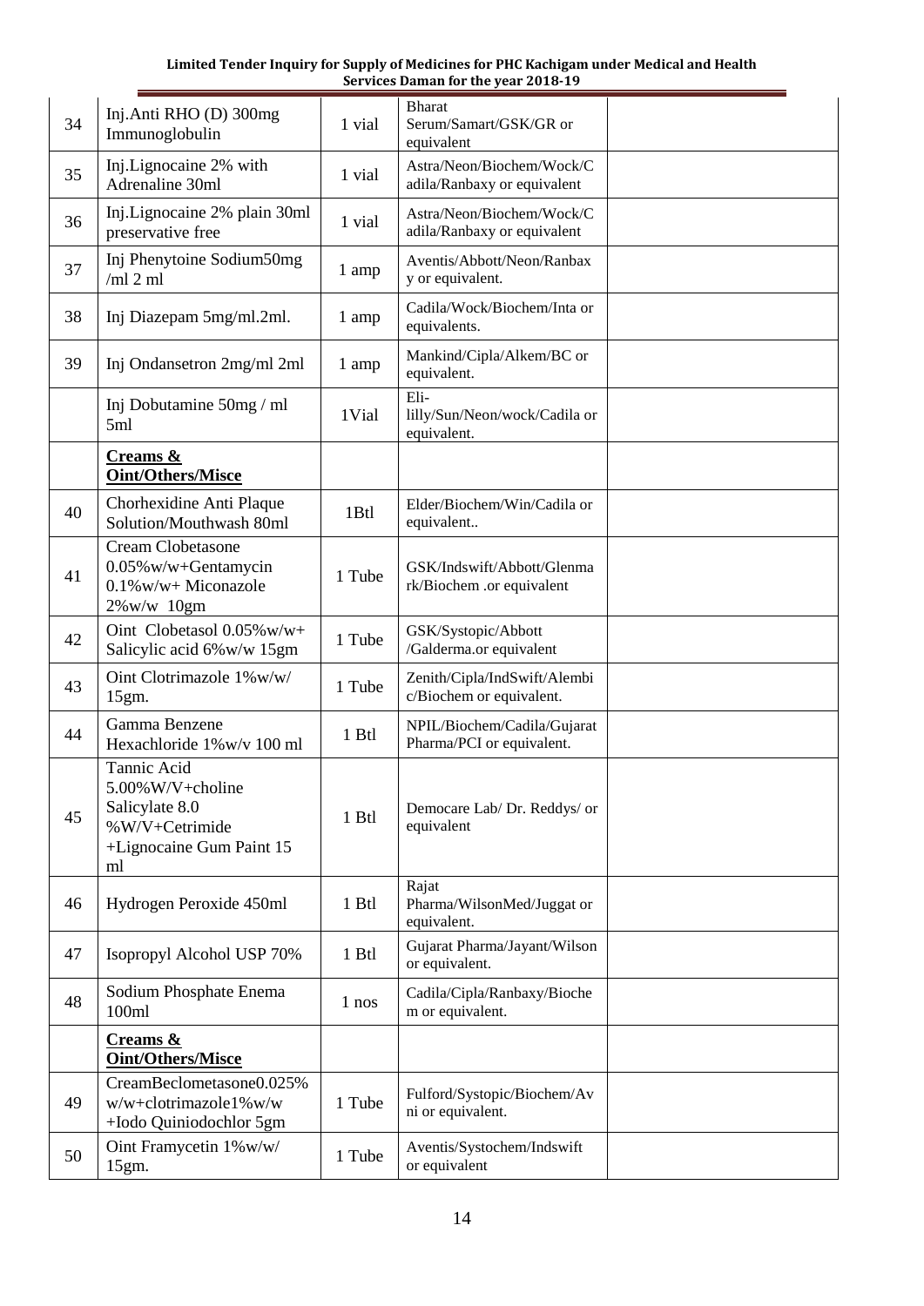| 34 | Inj.Anti RHO (D) 300mg Immunoglobulin | 1 vial | Bharat Serum/Samart/GSK/GR or equivalent | |
|---|---|---|---|---|
| 35 | Inj.Lignocaine 2% with Adrenaline 30ml | 1 vial | Astra/Neon/Biochem/Wock/Cadila/Ranbaxy or equivalent | |
| 36 | Inj.Lignocaine 2% plain 30ml preservative free | 1 vial | Astra/Neon/Biochem/Wock/Cadila/Ranbaxy or equivalent | |
| 37 | Inj Phenytoine Sodium50mg /ml 2 ml | 1 amp | Aventis/Abbott/Neon/Ranbaxy or equivalent. | |
| 38 | Inj Diazepam 5mg/ml.2ml. | 1 amp | Cadila/Wock/Biochem/Inta or equivalents. | |
| 39 | Inj Ondansetron 2mg/ml 2ml | 1 amp | Mankind/Cipla/Alkem/BC or equivalent. | |
| | Inj Dobutamine 50mg / ml 5ml | 1Vial | Eli-lilly/Sun/Neon/wock/Cadila or equivalent. | |
| | **Creams & Oint/Others/Misce** | | | |
| 40 | Chorhexidine Anti Plaque Solution/Mouthwash 80ml | 1Btl | Elder/Biochem/Win/Cadila or equivalent.. | |
| 41 | Cream Clobetasone 0.05%w/w+Gentamycin 0.1%w/w+ Miconazole 2%w/w 10gm | 1 Tube | GSK/Indswift/Abbott/Glenmark/Biochem .or equivalent | |
| 42 | Oint Clobetasol 0.05%w/w+ Salicylic acid 6%w/w 15gm | 1 Tube | GSK/Systopic/Abbott /Galderma.or equivalent | |
| 43 | Oint Clotrimazole 1%w/w/ 15gm. | 1 Tube | Zenith/Cipla/IndSwift/Alembic/Biochem or equivalent. | |
| 44 | Gamma Benzene Hexachloride 1%w/v 100 ml | 1 Btl | NPIL/Biochem/Cadila/Gujarat Pharma/PCI or equivalent. | |
| 45 | Tannic Acid 5.00%W/V+choline Salicylate 8.0 %W/V+Cetrimide +Lignocaine Gum Paint 15 ml | 1 Btl | Democare Lab/ Dr. Reddys/ or equivalent | |
| 46 | Hydrogen Peroxide 450ml | 1 Btl | Rajat Pharma/WilsonMed/Juggat or equivalent. | |
| 47 | Isopropyl Alcohol USP 70% | 1 Btl | Gujarat Pharma/Jayant/Wilson or equivalent. | |
| 48 | Sodium Phosphate Enema 100ml | 1 nos | Cadila/Cipla/Ranbaxy/Biochem or equivalent. | |
| | **Creams & Oint/Others/Misce** | | | |
| 49 | CreamBeclometasone0.025% w/w+clotrimazole1%w/w +Iodo Quiniodochlor 5gm | 1 Tube | Fulford/Systopic/Biochem/Avni or equivalent. | |
| 50 | Oint Framycetin 1%w/w/ 15gm. | 1 Tube | Aventis/Systochem/Indswift or equivalent | |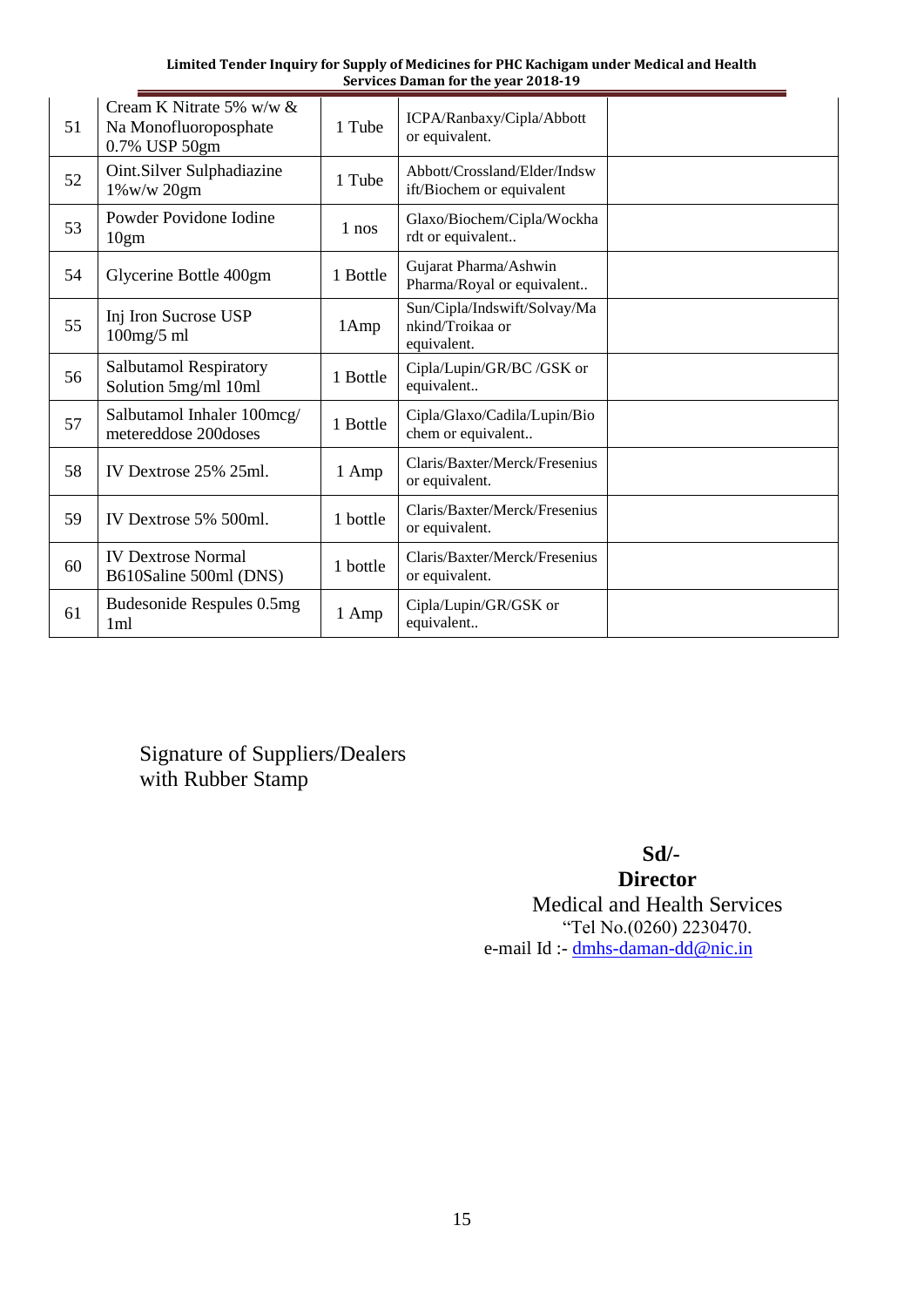| 51 | Cream K Nitrate 5% w/w & Na Monofluoroposphate 0.7% USP 50gm | 1 Tube | ICPA/Ranbaxy/Cipla/Abbott or equivalent. | |
|---|---|---|---|---|
| 52 | Oint.Silver Sulphadiazine 1%w/w 20gm | 1 Tube | Abbott/Crossland/Elder/Indswift/Biochem or equivalent | |
| 53 | Powder Povidone Iodine 10gm | 1 nos | Glaxo/Biochem/Cipla/Wockhardt or equivalent.. | |
| 54 | Glycerine Bottle 400gm | 1 Bottle | Gujarat Pharma/Ashwin Pharma/Royal or equivalent.. | |
| 55 | Inj Iron Sucrose USP 100mg/5 ml | 1Amp | Sun/Cipla/Indswift/Solvay/Mankind/Troikaa or equivalent. | |
| 56 | Salbutamol Respiratory Solution 5mg/ml 10ml | 1 Bottle | Cipla/Lupin/GR/BC /GSK or equivalent.. | |
| 57 | Salbutamol Inhaler 100mcg/ metereddose 200doses | 1 Bottle | Cipla/Glaxo/Cadila/Lupin/Biochem or equivalent.. | |
| 58 | IV Dextrose 25% 25ml. | 1 Amp | Claris/Baxter/Merck/Fresenius or equivalent. | |
| 59 | IV Dextrose 5% 500ml. | 1 bottle | Claris/Baxter/Merck/Fresenius or equivalent. | |
| 60 | IV Dextrose Normal B610Saline 500ml (DNS) | 1 bottle | Claris/Baxter/Merck/Fresenius or equivalent. | |
| 61 | Budesonide Respules 0.5mg 1ml | 1 Amp | Cipla/Lupin/GR/GSK or equivalent.. | |

Signature of Suppliers/Dealers
with Rubber Stamp

**Sd/-**
**Director**
Medical and Health Services
"Tel No.(0260) 2230470.
e-mail Id :- dmhs-daman-dd@nic.in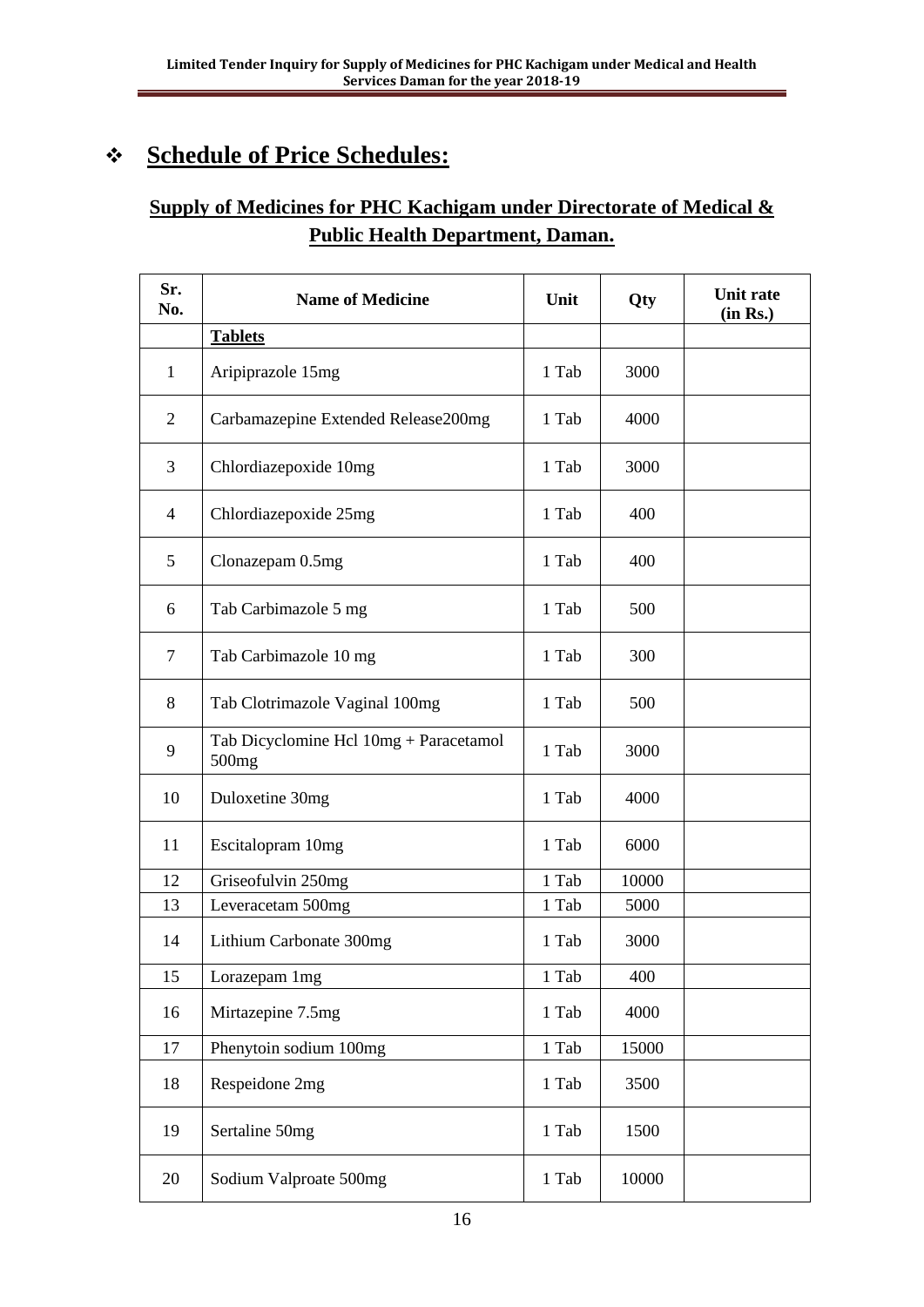## ❖ **Schedule of Price Schedules:**

### Supply of Medicines for PHC Kachigam under Directorate of Medical & Public Health Department, Daman.

| Sr. No. | Name of Medicine | Unit | Qty | Unit rate (in Rs.) |
|---|---|---|---|---|
| | **Tablets** | | | |
| 1 | Aripiprazole 15mg | 1 Tab | 3000 | |
| 2 | Carbamazepine Extended Release200mg | 1 Tab | 4000 | |
| 3 | Chlordiazepoxide 10mg | 1 Tab | 3000 | |
| 4 | Chlordiazepoxide 25mg | 1 Tab | 400 | |
| 5 | Clonazepam 0.5mg | 1 Tab | 400 | |
| 6 | Tab Carbimazole 5 mg | 1 Tab | 500 | |
| 7 | Tab Carbimazole 10 mg | 1 Tab | 300 | |
| 8 | Tab Clotrimazole Vaginal 100mg | 1 Tab | 500 | |
| 9 | Tab Dicyclomine Hcl 10mg + Paracetamol 500mg | 1 Tab | 3000 | |
| 10 | Duloxetine 30mg | 1 Tab | 4000 | |
| 11 | Escitalopram 10mg | 1 Tab | 6000 | |
| 12 | Griseofulvin 250mg | 1 Tab | 10000 | |
| 13 | Leveracetam 500mg | 1 Tab | 5000 | |
| 14 | Lithium Carbonate 300mg | 1 Tab | 3000 | |
| 15 | Lorazepam 1mg | 1 Tab | 400 | |
| 16 | Mirtazepine 7.5mg | 1 Tab | 4000 | |
| 17 | Phenytoin sodium 100mg | 1 Tab | 15000 | |
| 18 | Respeidone 2mg | 1 Tab | 3500 | |
| 19 | Sertaline 50mg | 1 Tab | 1500 | |
| 20 | Sodium Valproate 500mg | 1 Tab | 10000 | |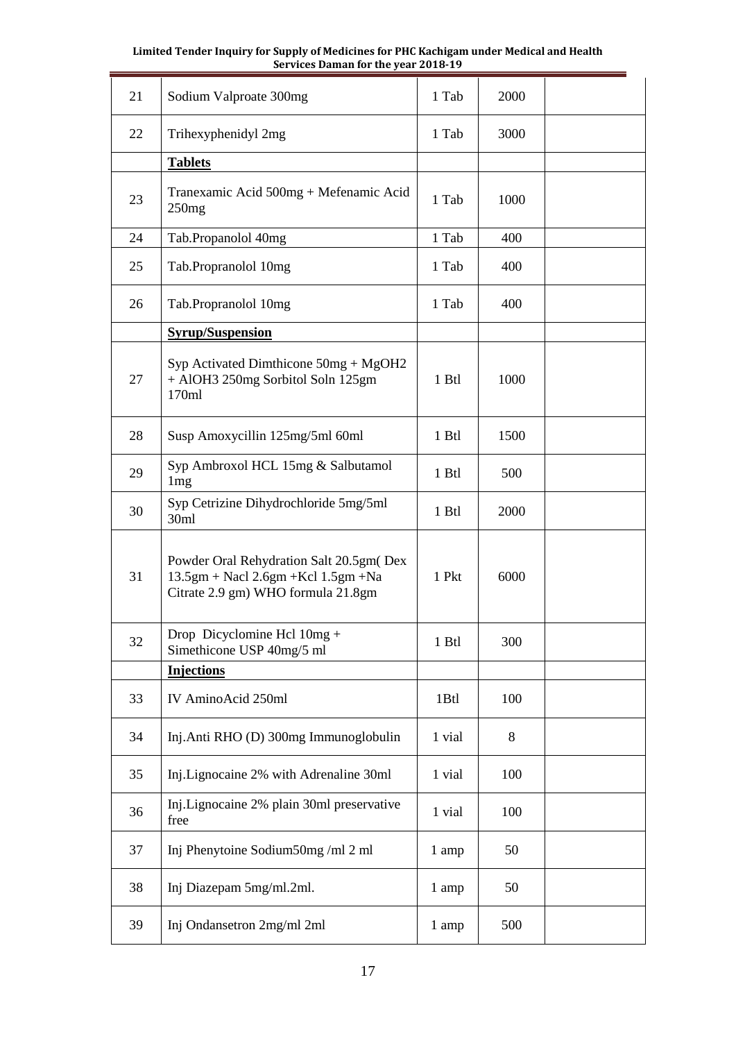| 21 | Sodium Valproate 300mg | 1 Tab | 2000 | |
|---|---|---|---|---|
| 22 | Trihexyphenidyl 2mg | 1 Tab | 3000 | |
| | **Tablets** | | | |
| 23 | Tranexamic Acid 500mg + Mefenamic Acid 250mg | 1 Tab | 1000 | |
| 24 | Tab.Propanolol 40mg | 1 Tab | 400 | |
| 25 | Tab.Propranolol 10mg | 1 Tab | 400 | |
| 26 | Tab.Propranolol 10mg | 1 Tab | 400 | |
| | **Syrup/Suspension** | | | |
| 27 | Syp Activated Dimthicone 50mg + MgOH2 + AlOH3 250mg Sorbitol Soln 125gm 170ml | 1 Btl | 1000 | |
| 28 | Susp Amoxycillin 125mg/5ml 60ml | 1 Btl | 1500 | |
| 29 | Syp Ambroxol HCL 15mg & Salbutamol 1mg | 1 Btl | 500 | |
| 30 | Syp Cetrizine Dihydrochloride 5mg/5ml 30ml | 1 Btl | 2000 | |
| 31 | Powder Oral Rehydration Salt 20.5gm( Dex 13.5gm + Nacl 2.6gm +Kcl 1.5gm +Na Citrate 2.9 gm) WHO formula 21.8gm | 1 Pkt | 6000 | |
| 32 | Drop Dicyclomine Hcl 10mg + Simethicone USP 40mg/5 ml | 1 Btl | 300 | |
| | **Injections** | | | |
| 33 | IV AminoAcid 250ml | 1Btl | 100 | |
| 34 | Inj.Anti RHO (D) 300mg Immunoglobulin | 1 vial | 8 | |
| 35 | Inj.Lignocaine 2% with Adrenaline 30ml | 1 vial | 100 | |
| 36 | Inj.Lignocaine 2% plain 30ml preservative free | 1 vial | 100 | |
| 37 | Inj Phenytoine Sodium50mg /ml 2 ml | 1 amp | 50 | |
| 38 | Inj Diazepam 5mg/ml.2ml. | 1 amp | 50 | |
| 39 | Inj Ondansetron 2mg/ml 2ml | 1 amp | 500 | |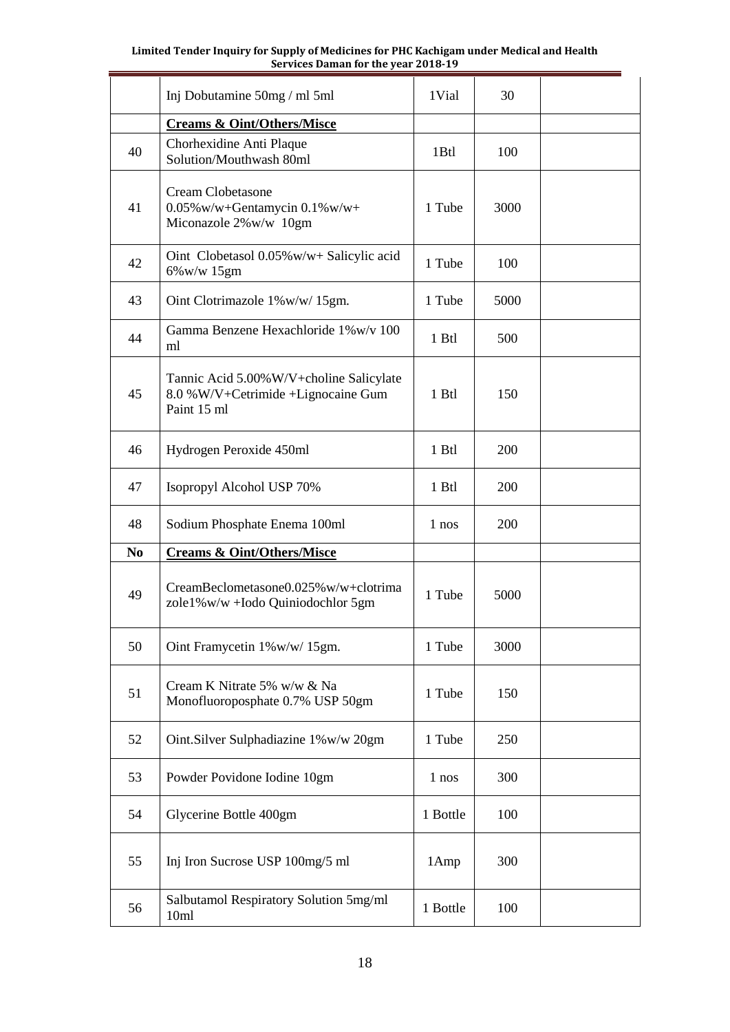| | Inj Dobutamine 50mg / ml 5ml | 1Vial | 30 | |
|---|---|---|---|---|
| | **Creams & Oint/Others/Misce** | | | |
| 40 | Chorhexidine Anti Plaque Solution/Mouthwash 80ml | 1Btl | 100 | |
| 41 | Cream Clobetasone 0.05%w/w+Gentamycin 0.1%w/w+ Miconazole 2%w/w 10gm | 1 Tube | 3000 | |
| 42 | Oint Clobetasol 0.05%w/w+ Salicylic acid 6%w/w 15gm | 1 Tube | 100 | |
| 43 | Oint Clotrimazole 1%w/w/ 15gm. | 1 Tube | 5000 | |
| 44 | Gamma Benzene Hexachloride 1%w/v 100 ml | 1 Btl | 500 | |
| 45 | Tannic Acid 5.00%W/V+choline Salicylate 8.0 %W/V+Cetrimide +Lignocaine Gum Paint 15 ml | 1 Btl | 150 | |
| 46 | Hydrogen Peroxide 450ml | 1 Btl | 200 | |
| 47 | Isopropyl Alcohol USP 70% | 1 Btl | 200 | |
| 48 | Sodium Phosphate Enema 100ml | 1 nos | 200 | |
| **No** | **Creams & Oint/Others/Misce** | | | |
| 49 | CreamBeclometasone0.025%w/w+clotrimazole1%w/w +Iodo Quiniodochlor 5gm | 1 Tube | 5000 | |
| 50 | Oint Framycetin 1%w/w/ 15gm. | 1 Tube | 3000 | |
| 51 | Cream K Nitrate 5% w/w & Na Monofluoroposphate 0.7% USP 50gm | 1 Tube | 150 | |
| 52 | Oint.Silver Sulphadiazine 1%w/w 20gm | 1 Tube | 250 | |
| 53 | Powder Povidone Iodine 10gm | 1 nos | 300 | |
| 54 | Glycerine Bottle 400gm | 1 Bottle | 100 | |
| 55 | Inj Iron Sucrose USP 100mg/5 ml | 1Amp | 300 | |
| 56 | Salbutamol Respiratory Solution 5mg/ml 10ml | 1 Bottle | 100 | |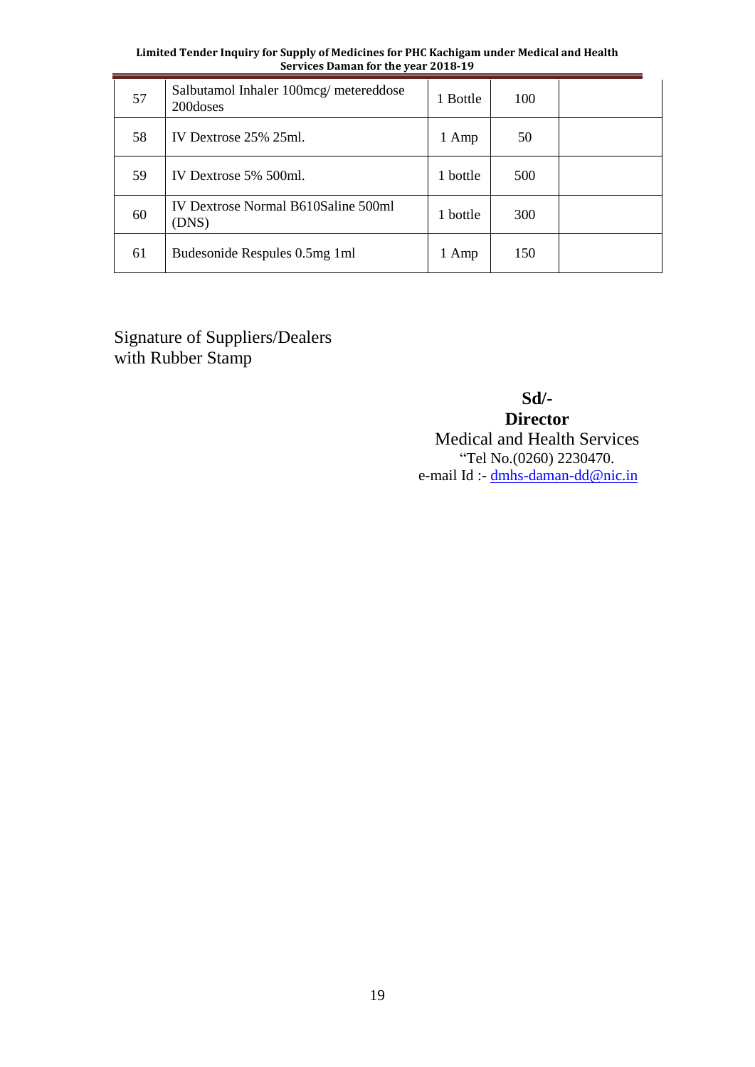| | | | | |
|---|---|---|---|---|
| 57 | Salbutamol Inhaler 100mcg/ metereddose 200doses | 1 Bottle | 100 | |
| 58 | IV Dextrose 25% 25ml. | 1 Amp | 50 | |
| 59 | IV Dextrose 5% 500ml. | 1 bottle | 500 | |
| 60 | IV Dextrose Normal B610Saline 500ml (DNS) | 1 bottle | 300 | |
| 61 | Budesonide Respules 0.5mg 1ml | 1 Amp | 150 | |

Signature of Suppliers/Dealers
with Rubber Stamp

**Sd/-**
**Director**
Medical and Health Services
"Tel No.(0260) 2230470.
e-mail Id :- dmhs-daman-dd@nic.in